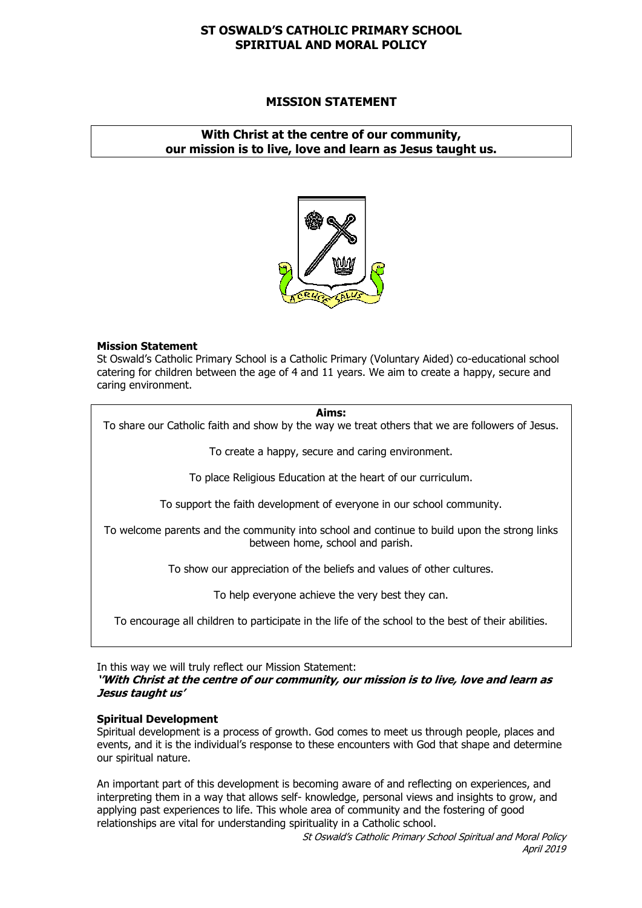# ST OSWALD'S CATHOLIC PRIMARY SCHOOL
# SPIRITUAL AND MORAL POLICY

## MISSION STATEMENT

**With Christ at the centre of our community, our mission is to live, love and learn as Jesus taught us.**

**Mission Statement**

St Oswald's Catholic Primary School is a Catholic Primary (Voluntary Aided) co-educational school catering for children between the age of 4 and 11 years. We aim to create a happy, secure and caring environment.

**Aims:**

To share our Catholic faith and show by the way we treat others that we are followers of Jesus.

To create a happy, secure and caring environment.

To place Religious Education at the heart of our curriculum.

To support the faith development of everyone in our school community.

To welcome parents and the community into school and continue to build upon the strong links between home, school and parish.

To show our appreciation of the beliefs and values of other cultures.

To help everyone achieve the very best they can.

To encourage all children to participate in the life of the school to the best of their abilities.

In this way we will truly reflect our Mission Statement:

***''With Christ at the centre of our community, our mission is to live, love and learn as Jesus taught us'***

**Spiritual Development**

Spiritual development is a process of growth. God comes to meet us through people, places and events, and it is the individual's response to these encounters with God that shape and determine our spiritual nature.

An important part of this development is becoming aware of and reflecting on experiences, and interpreting them in a way that allows self- knowledge, personal views and insights to grow, and applying past experiences to life. This whole area of community and the fostering of good relationships are vital for understanding spirituality in a Catholic school.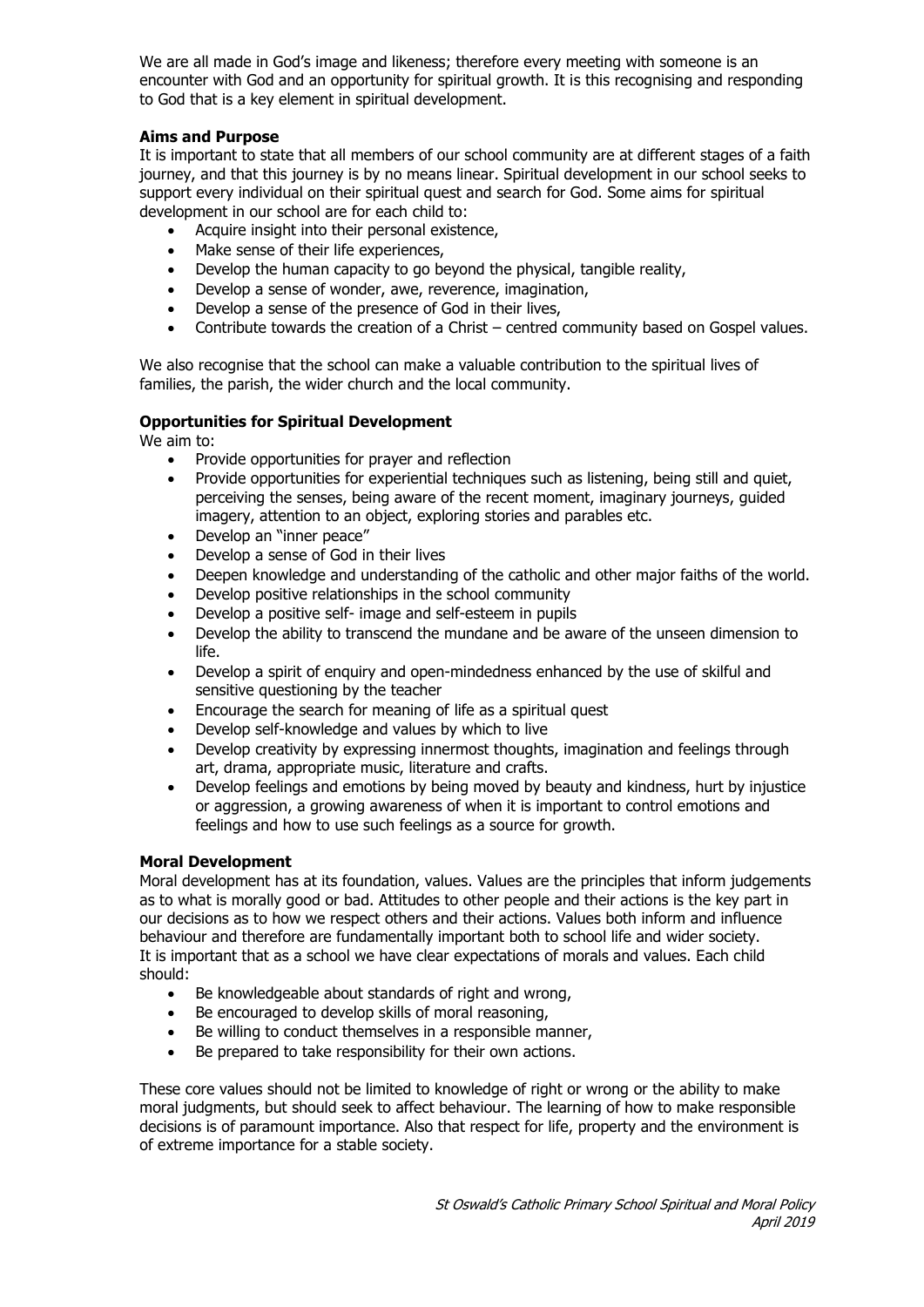We are all made in God's image and likeness; therefore every meeting with someone is an encounter with God and an opportunity for spiritual growth. It is this recognising and responding to God that is a key element in spiritual development.

**Aims and Purpose**

It is important to state that all members of our school community are at different stages of a faith journey, and that this journey is by no means linear. Spiritual development in our school seeks to support every individual on their spiritual quest and search for God. Some aims for spiritual development in our school are for each child to:

- Acquire insight into their personal existence,
- Make sense of their life experiences,
- Develop the human capacity to go beyond the physical, tangible reality,
- Develop a sense of wonder, awe, reverence, imagination,
- Develop a sense of the presence of God in their lives,
- Contribute towards the creation of a Christ – centred community based on Gospel values.

We also recognise that the school can make a valuable contribution to the spiritual lives of families, the parish, the wider church and the local community.

**Opportunities for Spiritual Development**

We aim to:

- Provide opportunities for prayer and reflection
- Provide opportunities for experiential techniques such as listening, being still and quiet, perceiving the senses, being aware of the recent moment, imaginary journeys, guided imagery, attention to an object, exploring stories and parables etc.
- Develop an "inner peace"
- Develop a sense of God in their lives
- Deepen knowledge and understanding of the catholic and other major faiths of the world.
- Develop positive relationships in the school community
- Develop a positive self- image and self-esteem in pupils
- Develop the ability to transcend the mundane and be aware of the unseen dimension to life.
- Develop a spirit of enquiry and open-mindedness enhanced by the use of skilful and sensitive questioning by the teacher
- Encourage the search for meaning of life as a spiritual quest
- Develop self-knowledge and values by which to live
- Develop creativity by expressing innermost thoughts, imagination and feelings through art, drama, appropriate music, literature and crafts.
- Develop feelings and emotions by being moved by beauty and kindness, hurt by injustice or aggression, a growing awareness of when it is important to control emotions and feelings and how to use such feelings as a source for growth.

**Moral Development**

Moral development has at its foundation, values. Values are the principles that inform judgements as to what is morally good or bad. Attitudes to other people and their actions is the key part in our decisions as to how we respect others and their actions. Values both inform and influence behaviour and therefore are fundamentally important both to school life and wider society. It is important that as a school we have clear expectations of morals and values. Each child should:

- Be knowledgeable about standards of right and wrong,
- Be encouraged to develop skills of moral reasoning,
- Be willing to conduct themselves in a responsible manner,
- Be prepared to take responsibility for their own actions.

These core values should not be limited to knowledge of right or wrong or the ability to make moral judgments, but should seek to affect behaviour. The learning of how to make responsible decisions is of paramount importance. Also that respect for life, property and the environment is of extreme importance for a stable society.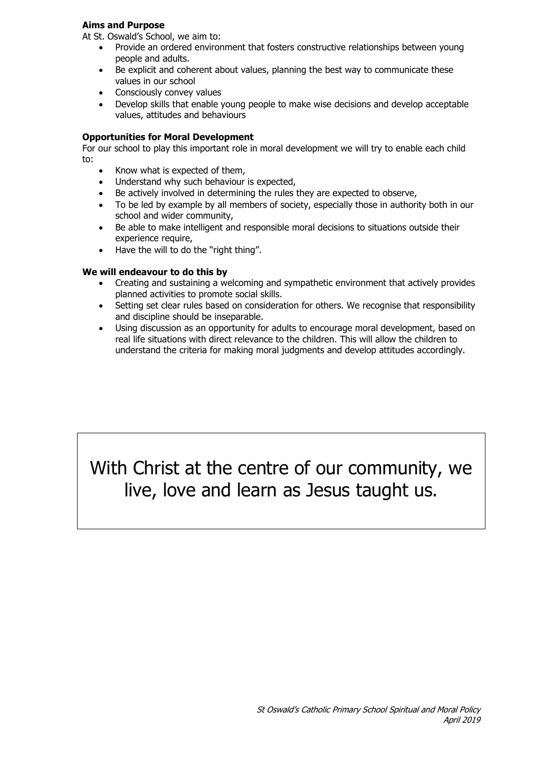**Aims and Purpose**

At St. Oswald's School, we aim to:

- Provide an ordered environment that fosters constructive relationships between young people and adults.
- Be explicit and coherent about values, planning the best way to communicate these values in our school
- Consciously convey values
- Develop skills that enable young people to make wise decisions and develop acceptable values, attitudes and behaviours

**Opportunities for Moral Development**

For our school to play this important role in moral development we will try to enable each child to:

- Know what is expected of them,
- Understand why such behaviour is expected,
- Be actively involved in determining the rules they are expected to observe,
- To be led by example by all members of society, especially those in authority both in our school and wider community,
- Be able to make intelligent and responsible moral decisions to situations outside their experience require,
- Have the will to do the "right thing".

**We will endeavour to do this by**

- Creating and sustaining a welcoming and sympathetic environment that actively provides planned activities to promote social skills.
- Setting set clear rules based on consideration for others. We recognise that responsibility and discipline should be inseparable.
- Using discussion as an opportunity for adults to encourage moral development, based on real life situations with direct relevance to the children. This will allow the children to understand the criteria for making moral judgments and develop attitudes accordingly.

With Christ at the centre of our community, we live, love and learn as Jesus taught us.